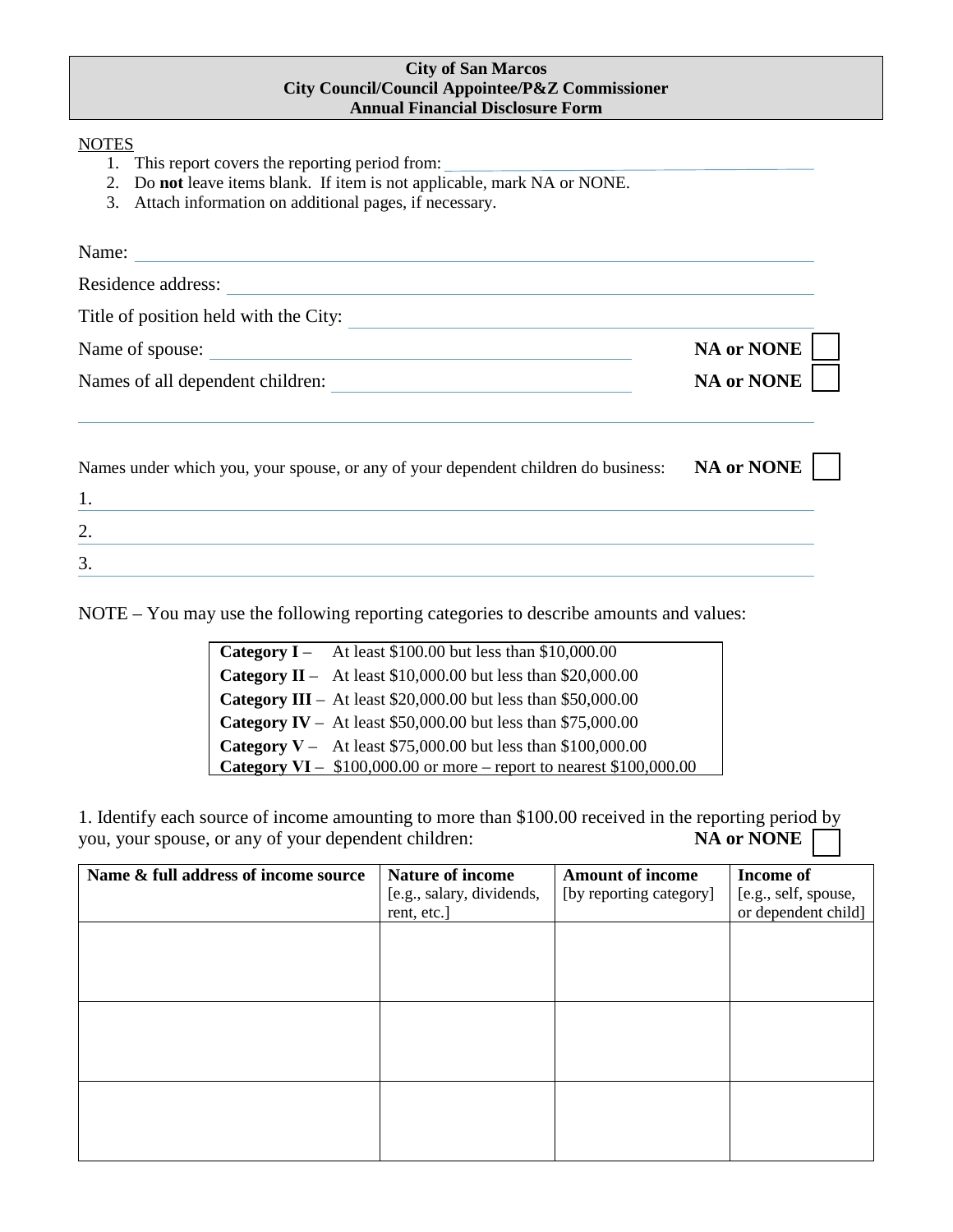**City of San Marcos**
**City Council/Council Appointee/P&Z Commissioner**
**Annual Financial Disclosure Form**

NOTES

1. This report covers the reporting period from: ______________________
2. Do **not** leave items blank. If item is not applicable, mark NA or NONE.
3. Attach information on additional pages, if necessary.

Name: ______________________

Residence address: ______________________

Title of position held with the City: ______________________

Name of spouse: ______________________ **NA or NONE** ☐

Names of all dependent children: ______________________ **NA or NONE** ☐

______________________

Names under which you, your spouse, or any of your dependent children do business: **NA or NONE** ☐

1. ______________________
2. ______________________
3. ______________________

NOTE – You may use the following reporting categories to describe amounts and values:

| | |
|---|---|
| **Category I** – | At least $100.00 but less than $10,000.00 |
| **Category II** – | At least $10,000.00 but less than $20,000.00 |
| **Category III** – | At least $20,000.00 but less than $50,000.00 |
| **Category IV** – | At least $50,000.00 but less than $75,000.00 |
| **Category V** – | At least $75,000.00 but less than $100,000.00 |
| **Category VI** – | $100,000.00 or more – report to nearest $100,000.00 |

1. Identify each source of income amounting to more than $100.00 received in the reporting period by you, your spouse, or any of your dependent children: **NA or NONE** ☐

| **Name & full address of income source** | **Nature of income** [e.g., salary, dividends, rent, etc.] | **Amount of income** [by reporting category] | **Income of** [e.g., self, spouse, or dependent child] |
|---|---|---|---|
| | | | |
| | | | |
| | | | |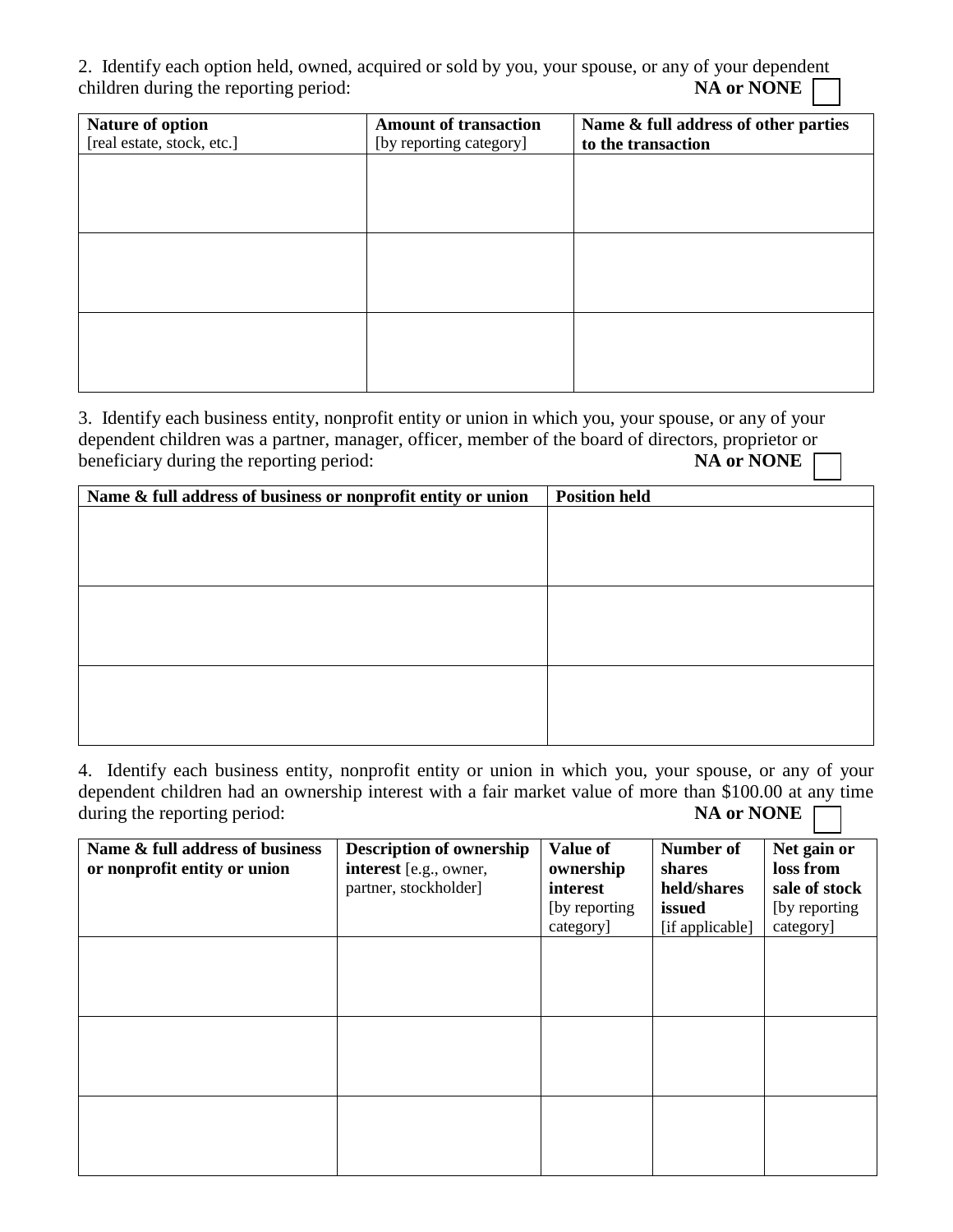2. Identify each option held, owned, acquired or sold by you, your spouse, or any of your dependent children during the reporting period: **NA or NONE** ☐

| **Nature of option** [real estate, stock, etc.] | **Amount of transaction** [by reporting category] | **Name & full address of other parties to the transaction** |
|---|---|---|
| | | |
| | | |
| | | |

3. Identify each business entity, nonprofit entity or union in which you, your spouse, or any of your dependent children was a partner, manager, officer, member of the board of directors, proprietor or beneficiary during the reporting period: **NA or NONE** ☐

| **Name & full address of business or nonprofit entity or union** | **Position held** |
|---|---|
| | |
| | |
| | |

4. Identify each business entity, nonprofit entity or union in which you, your spouse, or any of your dependent children had an ownership interest with a fair market value of more than $100.00 at any time during the reporting period: **NA or NONE** ☐

| **Name & full address of business or nonprofit entity or union** | **Description of ownership interest** [e.g., owner, partner, stockholder] | **Value of ownership interest** [by reporting category] | **Number of shares held/shares issued** [if applicable] | **Net gain or loss from sale of stock** [by reporting category] |
|---|---|---|---|---|
| | | | | |
| | | | | |
| | | | | |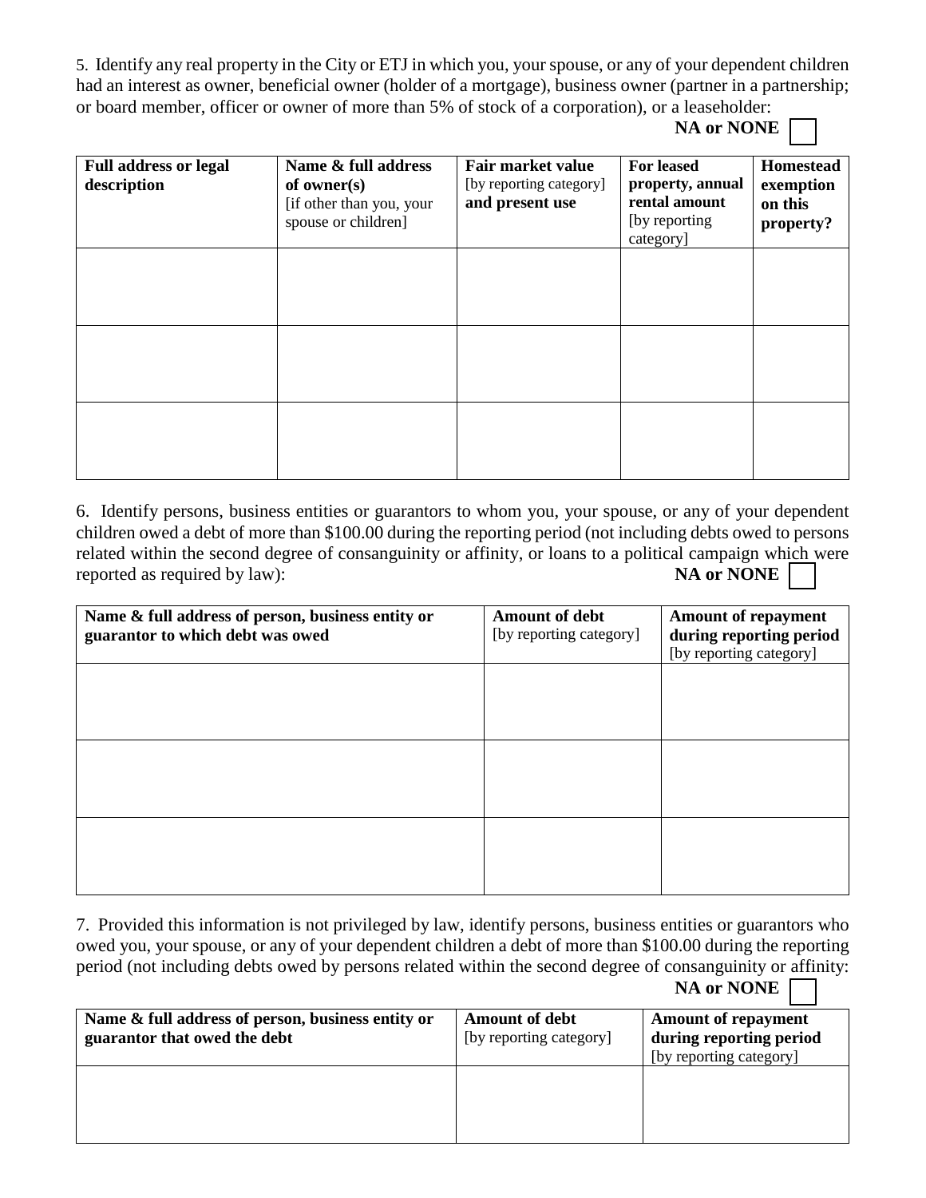5. Identify any real property in the City or ETJ in which you, your spouse, or any of your dependent children had an interest as owner, beneficial owner (holder of a mortgage), business owner (partner in a partnership; or board member, officer or owner of more than 5% of stock of a corporation), or a leaseholder:

**NA or NONE** ☐

| **Full address or legal description** | **Name & full address of owner(s)** [if other than you, your spouse or children] | **Fair market value** [by reporting category] **and present use** | **For leased property, annual rental amount** [by reporting category] | **Homestead exemption on this property?** |
|---|---|---|---|---|
| | | | | |
| | | | | |
| | | | | |

6. Identify persons, business entities or guarantors to whom you, your spouse, or any of your dependent children owed a debt of more than $100.00 during the reporting period (not including debts owed to persons related within the second degree of consanguinity or affinity, or loans to a political campaign which were reported as required by law):

**NA or NONE** ☐

| **Name & full address of person, business entity or guarantor to which debt was owed** | **Amount of debt** [by reporting category] | **Amount of repayment during reporting period** [by reporting category] |
|---|---|---|
| | | |
| | | |
| | | |

7. Provided this information is not privileged by law, identify persons, business entities or guarantors who owed you, your spouse, or any of your dependent children a debt of more than $100.00 during the reporting period (not including debts owed by persons related within the second degree of consanguinity or affinity:

**NA or NONE** ☐

| **Name & full address of person, business entity or guarantor that owed the debt** | **Amount of debt** [by reporting category] | **Amount of repayment during reporting period** [by reporting category] |
|---|---|---|
| | | |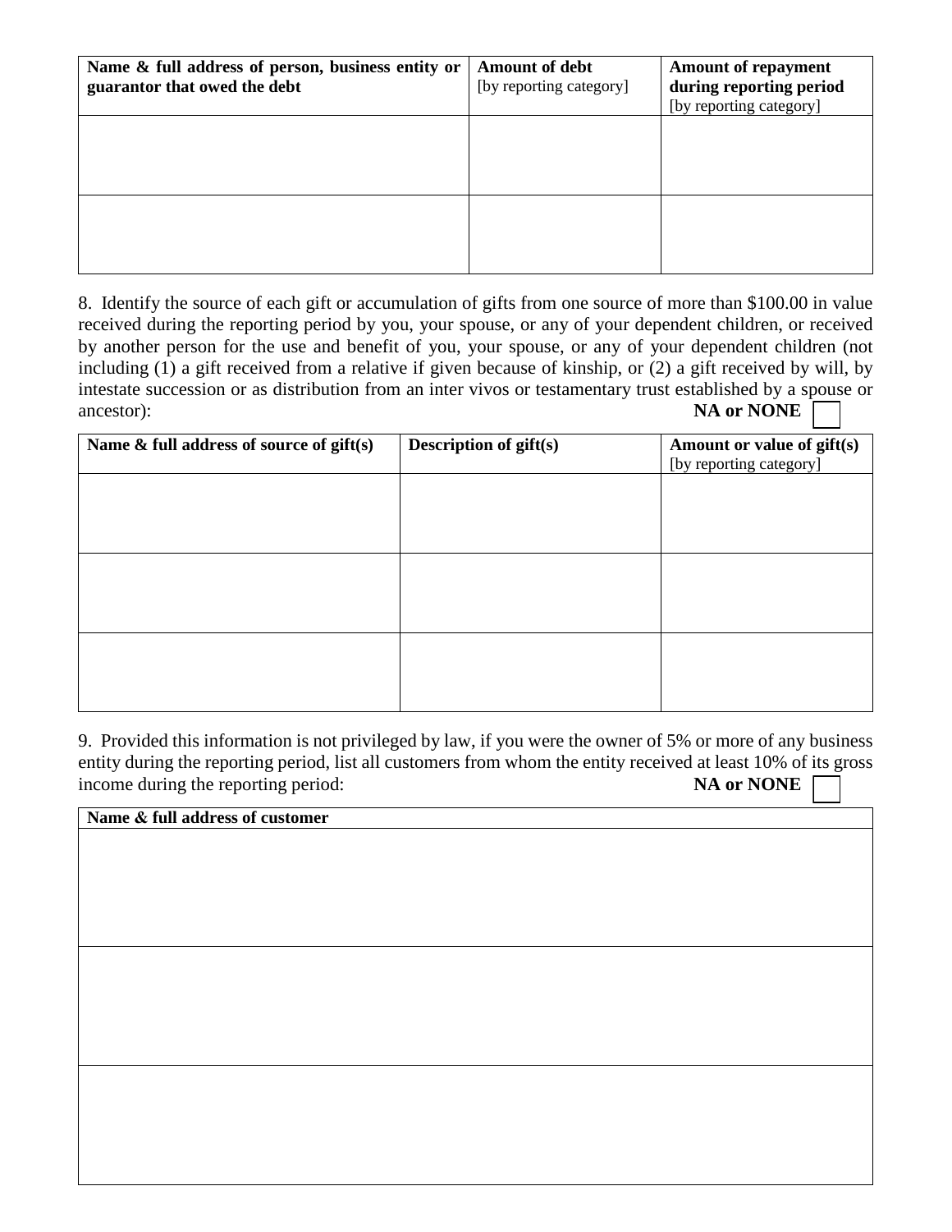| Name & full address of person, business entity or guarantor that owed the debt | Amount of debt [by reporting category] | Amount of repayment during reporting period [by reporting category] |
| --- | --- | --- |
| | | |
| | | |

8. Identify the source of each gift or accumulation of gifts from one source of more than $100.00 in value received during the reporting period by you, your spouse, or any of your dependent children, or received by another person for the use and benefit of you, your spouse, or any of your dependent children (not including (1) a gift received from a relative if given because of kinship, or (2) a gift received by will, by intestate succession or as distribution from an inter vivos or testamentary trust established by a spouse or ancestor): **NA or NONE** ☐

| Name & full address of source of gift(s) | Description of gift(s) | Amount or value of gift(s) [by reporting category] |
| --- | --- | --- |
| | | |
| | | |
| | | |

9. Provided this information is not privileged by law, if you were the owner of 5% or more of any business entity during the reporting period, list all customers from whom the entity received at least 10% of its gross income during the reporting period: **NA or NONE** ☐

| Name & full address of customer |
| --- |
| |
| |
| |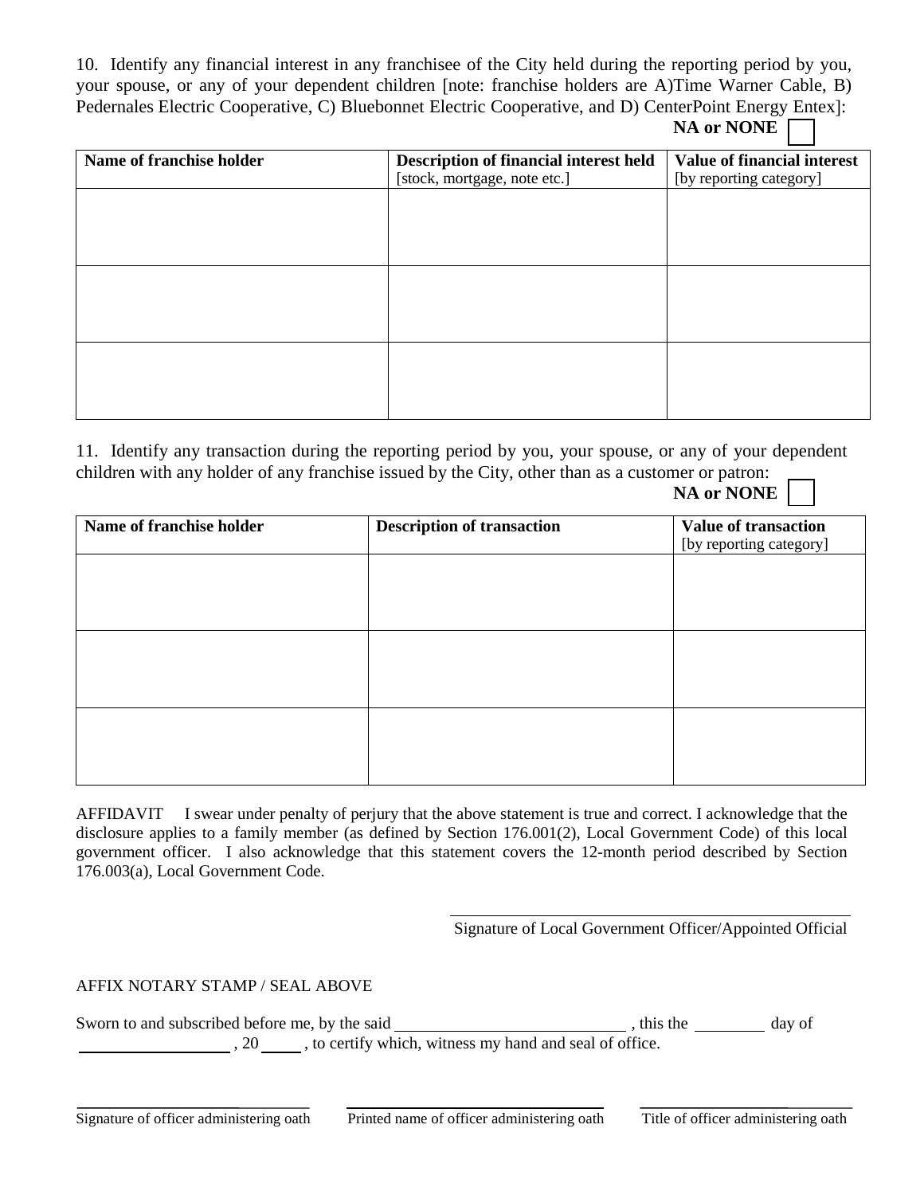10. Identify any financial interest in any franchisee of the City held during the reporting period by you, your spouse, or any of your dependent children [note: franchise holders are A)Time Warner Cable, B) Pedernales Electric Cooperative, C) Bluebonnet Electric Cooperative, and D) CenterPoint Energy Entex]:

**NA or NONE** ☐

| **Name of franchise holder** | **Description of financial interest held** [stock, mortgage, note etc.] | **Value of financial interest** [by reporting category] |
|---|---|---|
| | | |
| | | |
| | | |

11. Identify any transaction during the reporting period by you, your spouse, or any of your dependent children with any holder of any franchise issued by the City, other than as a customer or patron:

**NA or NONE** ☐

| **Name of franchise holder** | **Description of transaction** | **Value of transaction** [by reporting category] |
|---|---|---|
| | | |
| | | |
| | | |

AFFIDAVIT I swear under penalty of perjury that the above statement is true and correct. I acknowledge that the disclosure applies to a family member (as defined by Section 176.001(2), Local Government Code) of this local government officer. I also acknowledge that this statement covers the 12-month period described by Section 176.003(a), Local Government Code.

______________________________________
Signature of Local Government Officer/Appointed Official

AFFIX NOTARY STAMP / SEAL ABOVE

Sworn to and subscribed before me, by the said ____________________________ , this the ________ day of __________________ , 20 _____ , to certify which, witness my hand and seal of office.

______________________________ Signature of officer administering oath

______________________________ Printed name of officer administering oath

______________________________ Title of officer administering oath